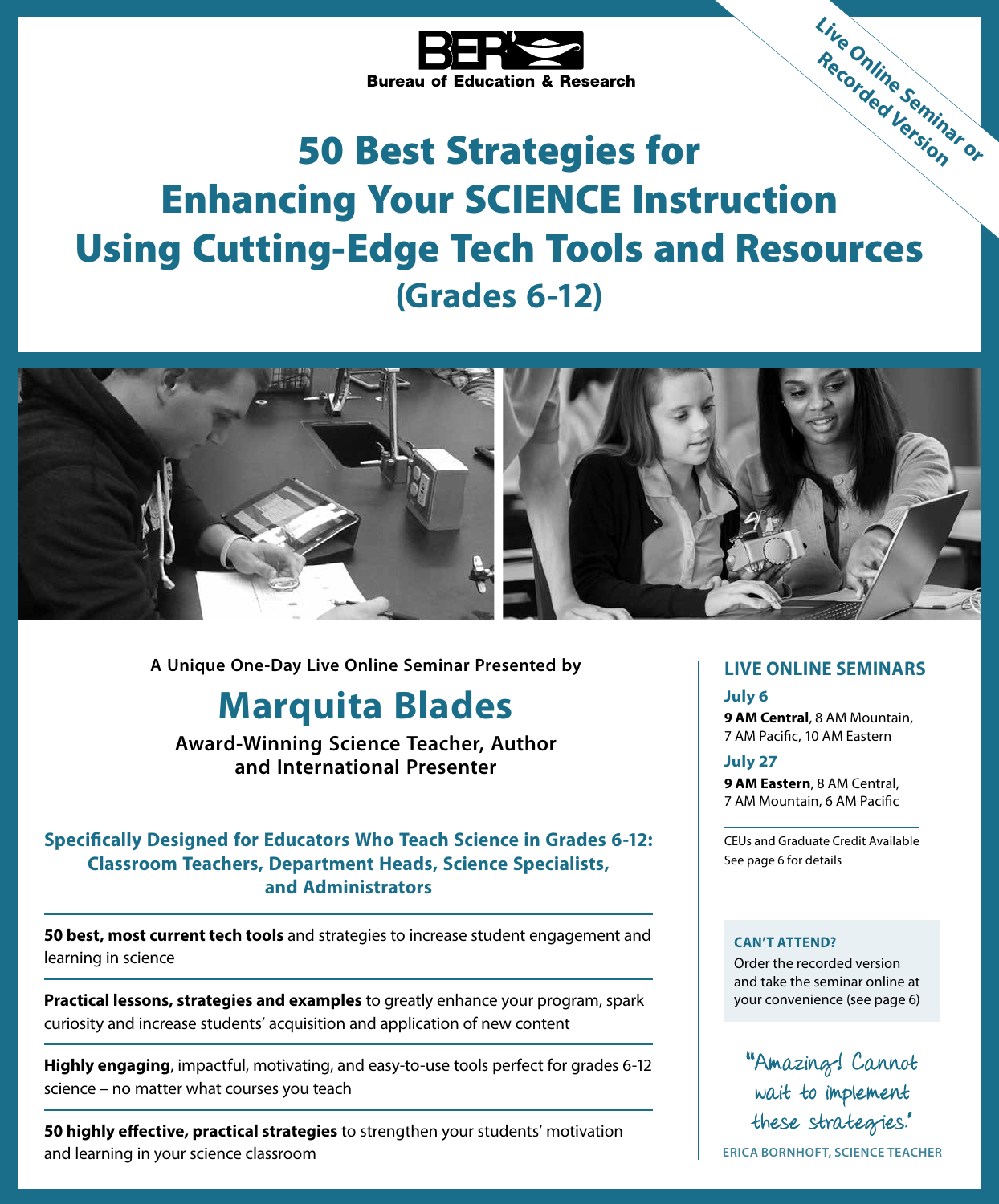BER Bureau of Education & Research

Live Online Seminar or Recorded Version

# 50 Best Strategies for Enhancing Your SCIENCE Instruction Using Cutting-Edge Tech Tools and Resources

## (Grades 6-12)

**A Unique One-Day Live Online Seminar Presented by**

## Marquita Blades

**Award-Winning Science Teacher, Author and International Presenter**

**Specifically Designed for Educators Who Teach Science in Grades 6-12: Classroom Teachers, Department Heads, Science Specialists, and Administrators**

**50 best, most current tech tools** and strategies to increase student engagement and learning in science

**Practical lessons, strategies and examples** to greatly enhance your program, spark curiosity and increase students' acquisition and application of new content

**Highly engaging**, impactful, motivating, and easy-to-use tools perfect for grades 6-12 science – no matter what courses you teach

**50 highly effective, practical strategies** to strengthen your students' motivation and learning in your science classroom

### LIVE ONLINE SEMINARS

**July 6**
**9 AM Central**, 8 AM Mountain, 7 AM Pacific, 10 AM Eastern

**July 27**
**9 AM Eastern**, 8 AM Central, 7 AM Mountain, 6 AM Pacific

CEUs and Graduate Credit Available
See page 6 for details

**CAN'T ATTEND?**
Order the recorded version and take the seminar online at your convenience (see page 6)

"Amazing! Cannot wait to implement these strategies."
**ERICA BORNHOFT, SCIENCE TEACHER**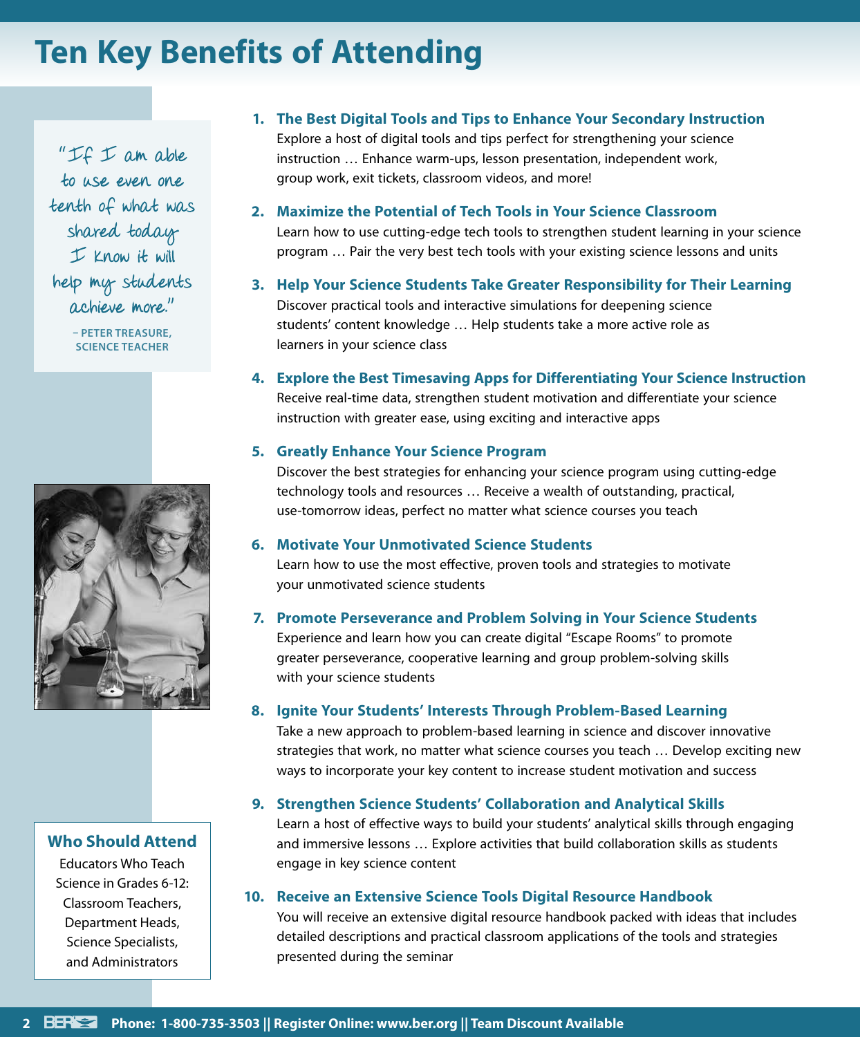# Ten Key Benefits of Attending

> "If I am able to use even one tenth of what was shared today I know it will help my students achieve more."
>
> – PETER TREASURE, SCIENCE TEACHER

1. **The Best Digital Tools and Tips to Enhance Your Secondary Instruction**
   Explore a host of digital tools and tips perfect for strengthening your science instruction … Enhance warm-ups, lesson presentation, independent work, group work, exit tickets, classroom videos, and more!

2. **Maximize the Potential of Tech Tools in Your Science Classroom**
   Learn how to use cutting-edge tech tools to strengthen student learning in your science program … Pair the very best tech tools with your existing science lessons and units

3. **Help Your Science Students Take Greater Responsibility for Their Learning**
   Discover practical tools and interactive simulations for deepening science students' content knowledge … Help students take a more active role as learners in your science class

4. **Explore the Best Timesaving Apps for Differentiating Your Science Instruction**
   Receive real-time data, strengthen student motivation and differentiate your science instruction with greater ease, using exciting and interactive apps

5. **Greatly Enhance Your Science Program**
   Discover the best strategies for enhancing your science program using cutting-edge technology tools and resources … Receive a wealth of outstanding, practical, use-tomorrow ideas, perfect no matter what science courses you teach

6. **Motivate Your Unmotivated Science Students**
   Learn how to use the most effective, proven tools and strategies to motivate your unmotivated science students

7. **Promote Perseverance and Problem Solving in Your Science Students**
   Experience and learn how you can create digital "Escape Rooms" to promote greater perseverance, cooperative learning and group problem-solving skills with your science students

8. **Ignite Your Students' Interests Through Problem-Based Learning**
   Take a new approach to problem-based learning in science and discover innovative strategies that work, no matter what science courses you teach … Develop exciting new ways to incorporate your key content to increase student motivation and success

9. **Strengthen Science Students' Collaboration and Analytical Skills**
   Learn a host of effective ways to build your students' analytical skills through engaging and immersive lessons … Explore activities that build collaboration skills as students engage in key science content

10. **Receive an Extensive Science Tools Digital Resource Handbook**
    You will receive an extensive digital resource handbook packed with ideas that includes detailed descriptions and practical classroom applications of the tools and strategies presented during the seminar

## Who Should Attend

Educators Who Teach Science in Grades 6-12: Classroom Teachers, Department Heads, Science Specialists, and Administrators

**Phone: 1-800-735-3503 || Register Online: www.ber.org || Team Discount Available**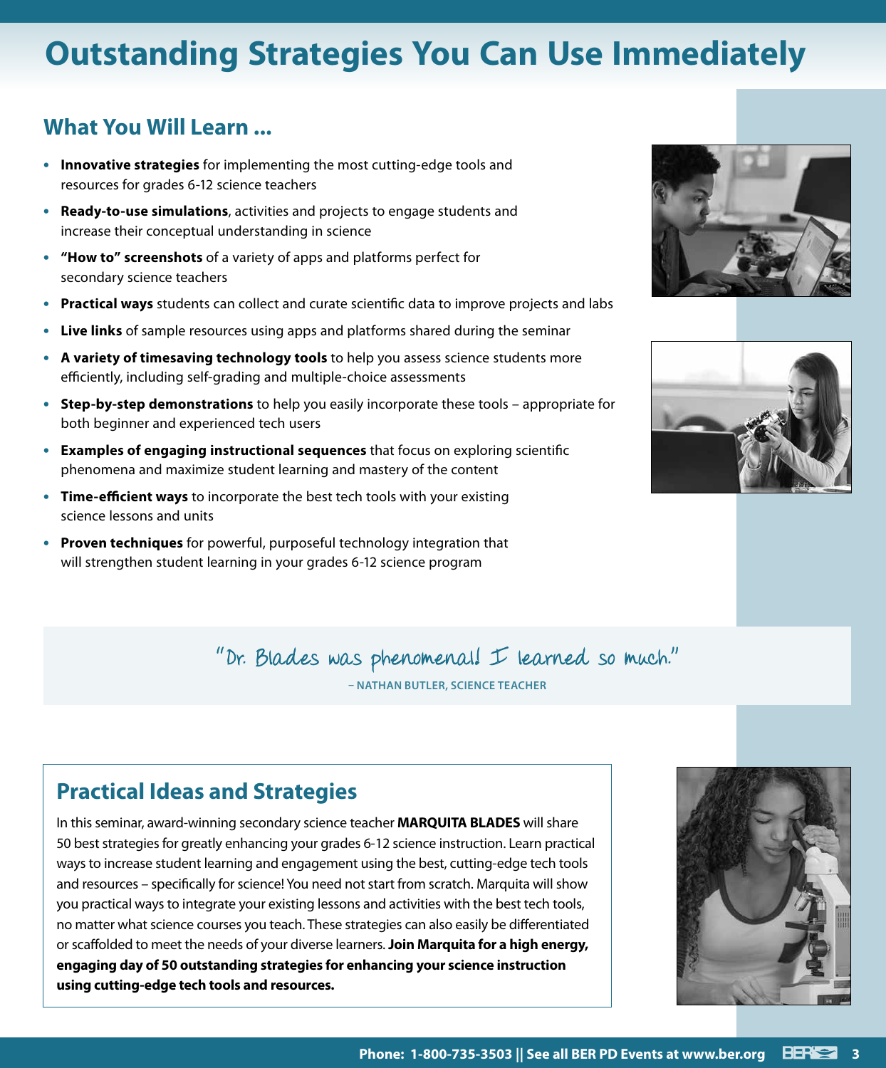# Outstanding Strategies You Can Use Immediately

## What You Will Learn ...

- **Innovative strategies** for implementing the most cutting-edge tools and resources for grades 6-12 science teachers
- **Ready-to-use simulations**, activities and projects to engage students and increase their conceptual understanding in science
- **"How to" screenshots** of a variety of apps and platforms perfect for secondary science teachers
- **Practical ways** students can collect and curate scientific data to improve projects and labs
- **Live links** of sample resources using apps and platforms shared during the seminar
- **A variety of timesaving technology tools** to help you assess science students more efficiently, including self-grading and multiple-choice assessments
- **Step-by-step demonstrations** to help you easily incorporate these tools – appropriate for both beginner and experienced tech users
- **Examples of engaging instructional sequences** that focus on exploring scientific phenomena and maximize student learning and mastery of the content
- **Time-efficient ways** to incorporate the best tech tools with your existing science lessons and units
- **Proven techniques** for powerful, purposeful technology integration that will strengthen student learning in your grades 6-12 science program

"Dr. Blades was phenomenal! I learned so much."

– NATHAN BUTLER, SCIENCE TEACHER

## Practical Ideas and Strategies

In this seminar, award-winning secondary science teacher **MARQUITA BLADES** will share 50 best strategies for greatly enhancing your grades 6-12 science instruction. Learn practical ways to increase student learning and engagement using the best, cutting-edge tech tools and resources – specifically for science! You need not start from scratch. Marquita will show you practical ways to integrate your existing lessons and activities with the best tech tools, no matter what science courses you teach. These strategies can also easily be differentiated or scaffolded to meet the needs of your diverse learners. **Join Marquita for a high energy, engaging day of 50 outstanding strategies for enhancing your science instruction using cutting-edge tech tools and resources.**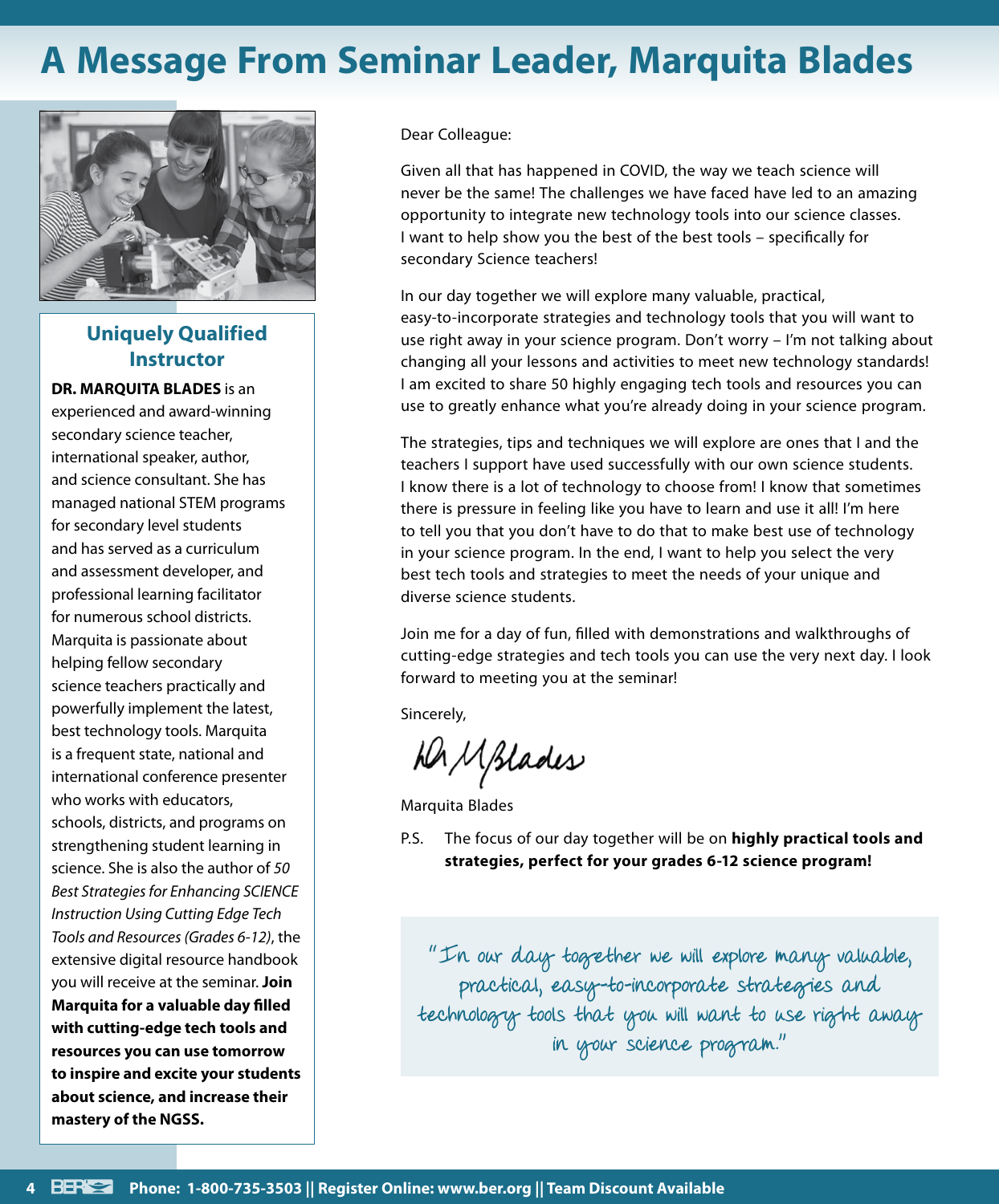# A Message From Seminar Leader, Marquita Blades

## Uniquely Qualified Instructor

**DR. MARQUITA BLADES** is an experienced and award-winning secondary science teacher, international speaker, author, and science consultant. She has managed national STEM programs for secondary level students and has served as a curriculum and assessment developer, and professional learning facilitator for numerous school districts. Marquita is passionate about helping fellow secondary science teachers practically and powerfully implement the latest, best technology tools. Marquita is a frequent state, national and international conference presenter who works with educators, schools, districts, and programs on strengthening student learning in science. She is also the author of *50 Best Strategies for Enhancing SCIENCE Instruction Using Cutting Edge Tech Tools and Resources (Grades 6-12)*, the extensive digital resource handbook you will receive at the seminar. **Join Marquita for a valuable day filled with cutting-edge tech tools and resources you can use tomorrow to inspire and excite your students about science, and increase their mastery of the NGSS.**

Dear Colleague:

Given all that has happened in COVID, the way we teach science will never be the same! The challenges we have faced have led to an amazing opportunity to integrate new technology tools into our science classes. I want to help show you the best of the best tools – specifically for secondary Science teachers!

In our day together we will explore many valuable, practical, easy-to-incorporate strategies and technology tools that you will want to use right away in your science program. Don't worry – I'm not talking about changing all your lessons and activities to meet new technology standards! I am excited to share 50 highly engaging tech tools and resources you can use to greatly enhance what you're already doing in your science program.

The strategies, tips and techniques we will explore are ones that I and the teachers I support have used successfully with our own science students. I know there is a lot of technology to choose from! I know that sometimes there is pressure in feeling like you have to learn and use it all! I'm here to tell you that you don't have to do that to make best use of technology in your science program. In the end, I want to help you select the very best tech tools and strategies to meet the needs of your unique and diverse science students.

Join me for a day of fun, filled with demonstrations and walkthroughs of cutting-edge strategies and tech tools you can use the very next day. I look forward to meeting you at the seminar!

Sincerely,

Marquita Blades

P.S. The focus of our day together will be on **highly practical tools and strategies, perfect for your grades 6-12 science program!**

> "In our day together we will explore many valuable, practical, easy-to-incorporate strategies and technology tools that you will want to use right away in your science program."

**Phone: 1-800-735-3503 || Register Online: www.ber.org || Team Discount Available**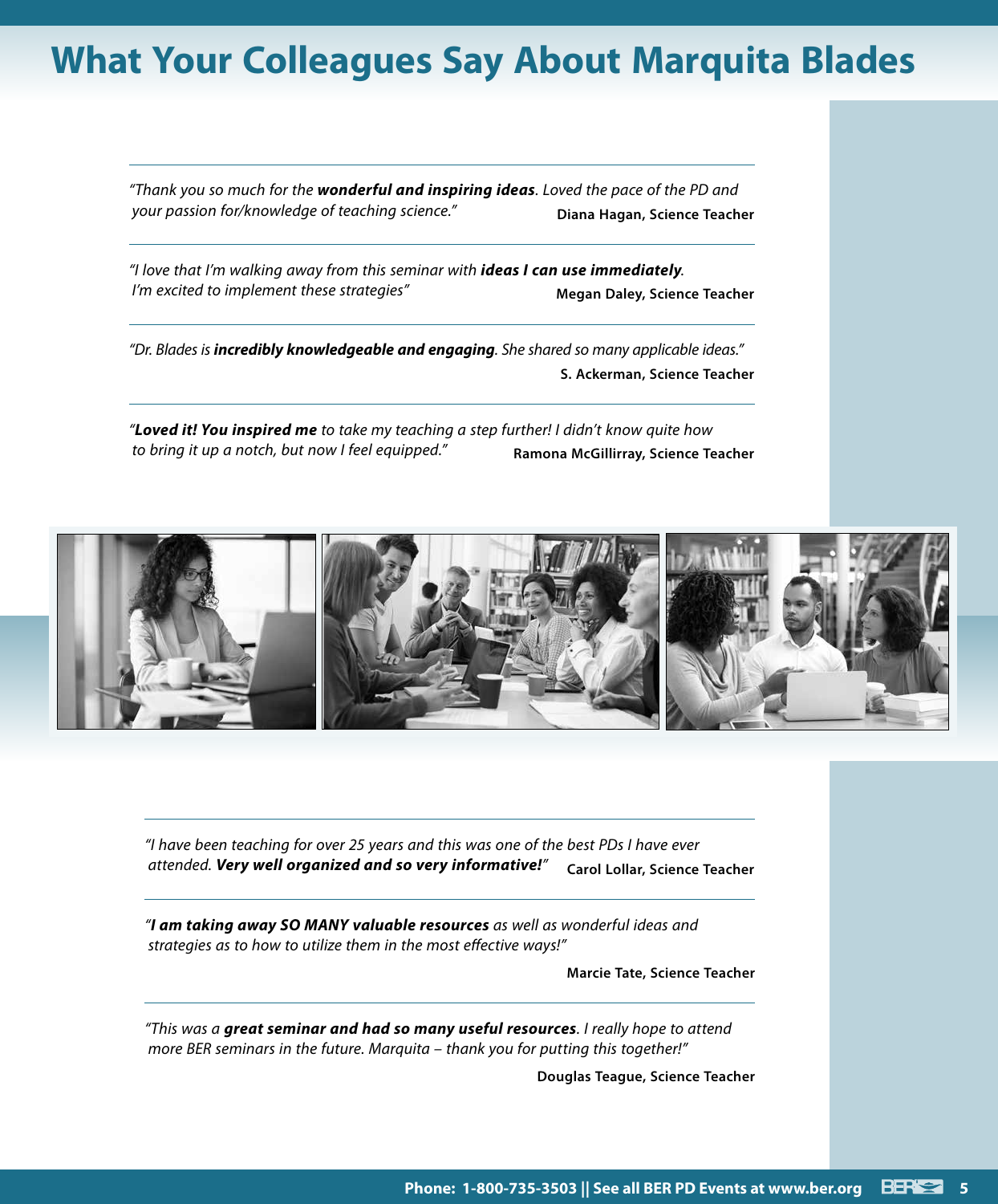# What Your Colleagues Say About Marquita Blades

*"Thank you so much for the **wonderful and inspiring ideas**. Loved the pace of the PD and your passion for/knowledge of teaching science."*
**Diana Hagan, Science Teacher**

---

*"I love that I'm walking away from this seminar with **ideas I can use immediately**. I'm excited to implement these strategies"*
**Megan Daley, Science Teacher**

---

*"Dr. Blades is **incredibly knowledgeable and engaging**. She shared so many applicable ideas."*
**S. Ackerman, Science Teacher**

---

*"**Loved it! You inspired me** to take my teaching a step further! I didn't know quite how to bring it up a notch, but now I feel equipped."*
**Ramona McGillirray, Science Teacher**

---

*"I have been teaching for over 25 years and this was one of the best PDs I have ever attended. **Very well organized and so very informative!**"*
**Carol Lollar, Science Teacher**

---

*"**I am taking away SO MANY valuable resources** as well as wonderful ideas and strategies as to how to utilize them in the most effective ways!"*
**Marcie Tate, Science Teacher**

---

*"This was a **great seminar and had so many useful resources**. I really hope to attend more BER seminars in the future. Marquita – thank you for putting this together!"*
**Douglas Teague, Science Teacher**

**Phone: 1-800-735-3503 || See all BER PD Events at www.ber.org**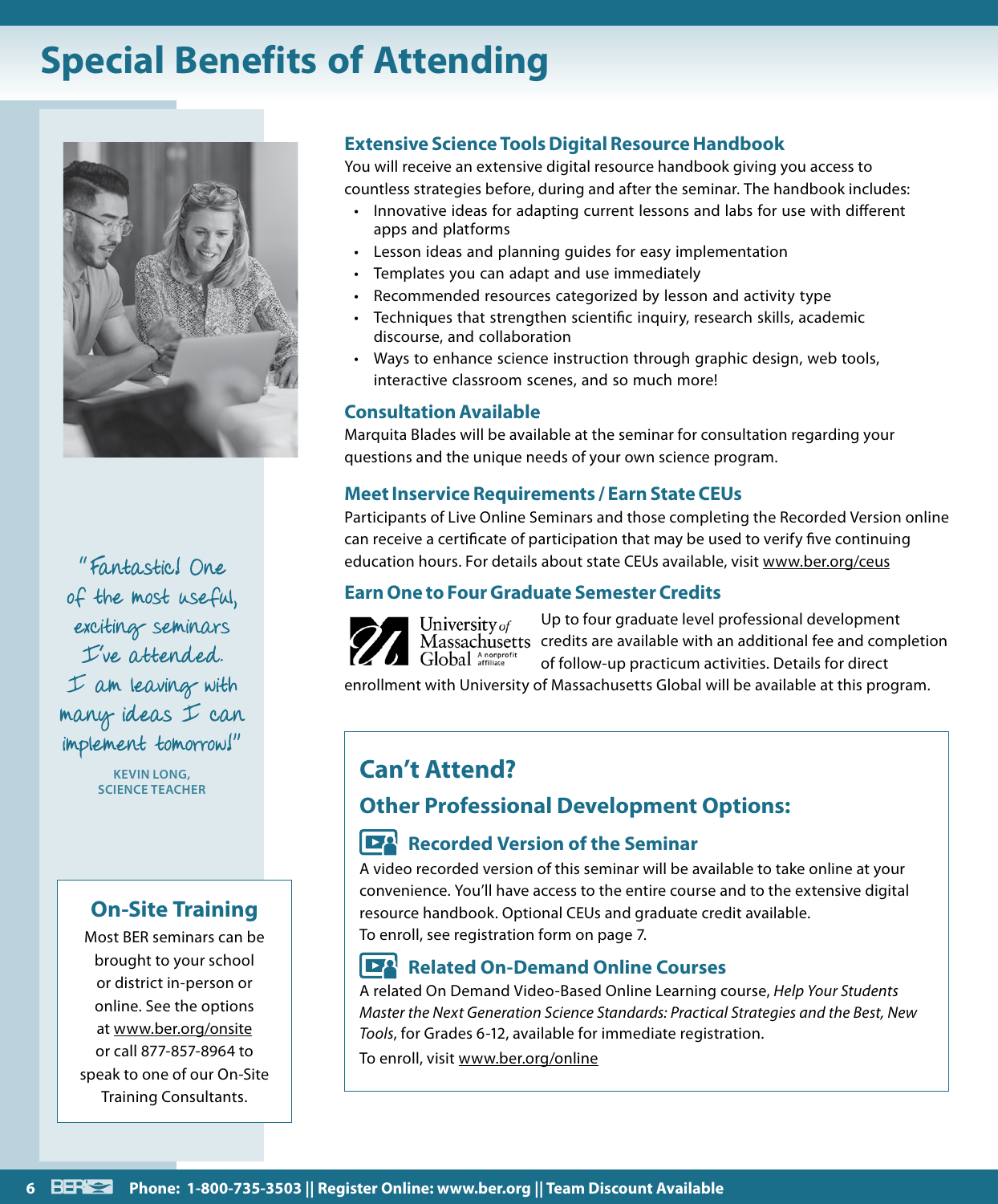# Special Benefits of Attending

"Fantastic! One of the most useful, exciting seminars I've attended. I am leaving with many ideas I can implement tomorrow!"

**KEVIN LONG, SCIENCE TEACHER**

## On-Site Training

Most BER seminars can be brought to your school or district in-person or online. See the options at www.ber.org/onsite or call 877-857-8964 to speak to one of our On-Site Training Consultants.

### Extensive Science Tools Digital Resource Handbook

You will receive an extensive digital resource handbook giving you access to countless strategies before, during and after the seminar. The handbook includes:

- Innovative ideas for adapting current lessons and labs for use with different apps and platforms
- Lesson ideas and planning guides for easy implementation
- Templates you can adapt and use immediately
- Recommended resources categorized by lesson and activity type
- Techniques that strengthen scientific inquiry, research skills, academic discourse, and collaboration
- Ways to enhance science instruction through graphic design, web tools, interactive classroom scenes, and so much more!

### Consultation Available

Marquita Blades will be available at the seminar for consultation regarding your questions and the unique needs of your own science program.

### Meet Inservice Requirements / Earn State CEUs

Participants of Live Online Seminars and those completing the Recorded Version online can receive a certificate of participation that may be used to verify five continuing education hours. For details about state CEUs available, visit www.ber.org/ceus

### Earn One to Four Graduate Semester Credits

University of Massachusetts Global – A nonprofit affiliate

Up to four graduate level professional development credits are available with an additional fee and completion of follow-up practicum activities. Details for direct enrollment with University of Massachusetts Global will be available at this program.

## Can't Attend?

## Other Professional Development Options:

### Recorded Version of the Seminar

A video recorded version of this seminar will be available to take online at your convenience. You'll have access to the entire course and to the extensive digital resource handbook. Optional CEUs and graduate credit available.
To enroll, see registration form on page 7.

### Related On-Demand Online Courses

A related On Demand Video-Based Online Learning course, *Help Your Students Master the Next Generation Science Standards: Practical Strategies and the Best, New Tools*, for Grades 6-12, available for immediate registration.

To enroll, visit www.ber.org/online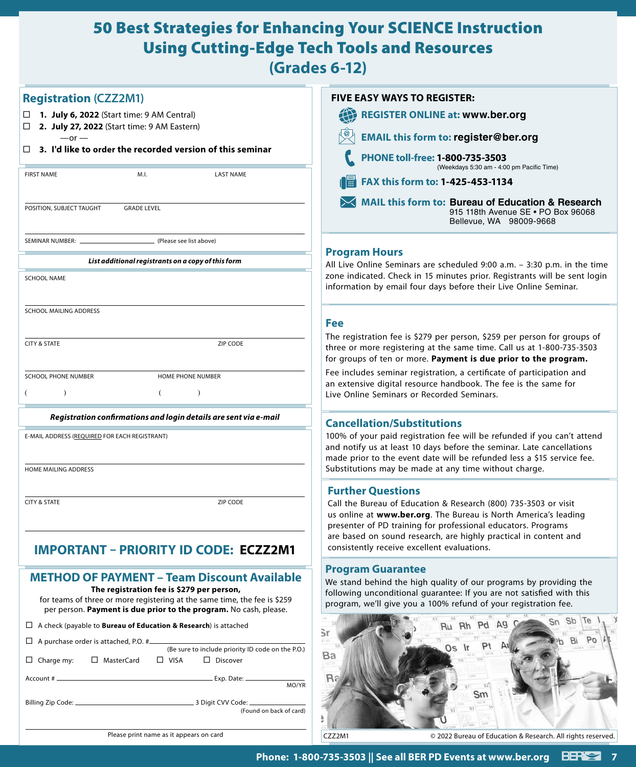# 50 Best Strategies for Enhancing Your SCIENCE Instruction Using Cutting-Edge Tech Tools and Resources (Grades 6-12)

## Registration (CZZ2M1)

- ☐ **1. July 6, 2022** (Start time: 9 AM Central)
- ☐ **2. July 27, 2022** (Start time: 9 AM Eastern)

—or —

- ☐ **3. I'd like to order the recorded version of this seminar**

FIRST NAME | M.I. | LAST NAME

POSITION, SUBJECT TAUGHT | GRADE LEVEL

SEMINAR NUMBER: ________________ (Please see list above)

***List additional registrants on a copy of this form***

SCHOOL NAME

SCHOOL MAILING ADDRESS

CITY & STATE | ZIP CODE

SCHOOL PHONE NUMBER ( ) | HOME PHONE NUMBER ( )

***Registration confirmations and login details are sent via e-mail***

E-MAIL ADDRESS (REQUIRED FOR EACH REGISTRANT)

HOME MAILING ADDRESS

CITY & STATE | ZIP CODE

## IMPORTANT – PRIORITY ID CODE: ECZZ2M1

## METHOD OF PAYMENT – Team Discount Available

**The registration fee is $279 per person,** for teams of three or more registering at the same time, the fee is $259 per person. **Payment is due prior to the program.** No cash, please.

- ☐ A check (payable to **Bureau of Education & Research**) is attached
- ☐ A purchase order is attached, P.O. # ________________ (Be sure to include priority ID code on the P.O.)
- ☐ Charge my: ☐ MasterCard ☐ VISA ☐ Discover

Account # ________________ Exp. Date: ________ MO/YR

Billing Zip Code: ________________ 3 Digit CVV Code: ________ (Found on back of card)

Please print name as it appears on card

## FIVE EASY WAYS TO REGISTER:

- **REGISTER ONLINE at: www.ber.org**
- **EMAIL this form to: register@ber.org**
- **PHONE toll-free: 1-800-735-3503** (Weekdays 5:30 am - 4:00 pm Pacific Time)
- **FAX this form to: 1-425-453-1134**
- **MAIL this form to: Bureau of Education & Research**
  915 118th Avenue SE • PO Box 96068
  Bellevue, WA 98009-9668

## Program Hours

All Live Online Seminars are scheduled 9:00 a.m. – 3:30 p.m. in the time zone indicated. Check in 15 minutes prior. Registrants will be sent login information by email four days before their Live Online Seminar.

## Fee

The registration fee is $279 per person, $259 per person for groups of three or more registering at the same time. Call us at 1-800-735-3503 for groups of ten or more. **Payment is due prior to the program.**

Fee includes seminar registration, a certificate of participation and an extensive digital resource handbook. The fee is the same for Live Online Seminars or Recorded Seminars.

## Cancellation/Substitutions

100% of your paid registration fee will be refunded if you can't attend and notify us at least 10 days before the seminar. Late cancellations made prior to the event date will be refunded less a $15 service fee. Substitutions may be made at any time without charge.

## Further Questions

Call the Bureau of Education & Research (800) 735-3503 or visit us online at **www.ber.org**. The Bureau is North America's leading presenter of PD training for professional educators. Programs are based on sound research, are highly practical in content and consistently receive excellent evaluations.

## Program Guarantee

We stand behind the high quality of our programs by providing the following unconditional guarantee: If you are not satisfied with this program, we'll give you a 100% refund of your registration fee.

CZZ2M1 © 2022 Bureau of Education & Research. All rights reserved.

**Phone: 1-800-735-3503 || See all BER PD Events at www.ber.org**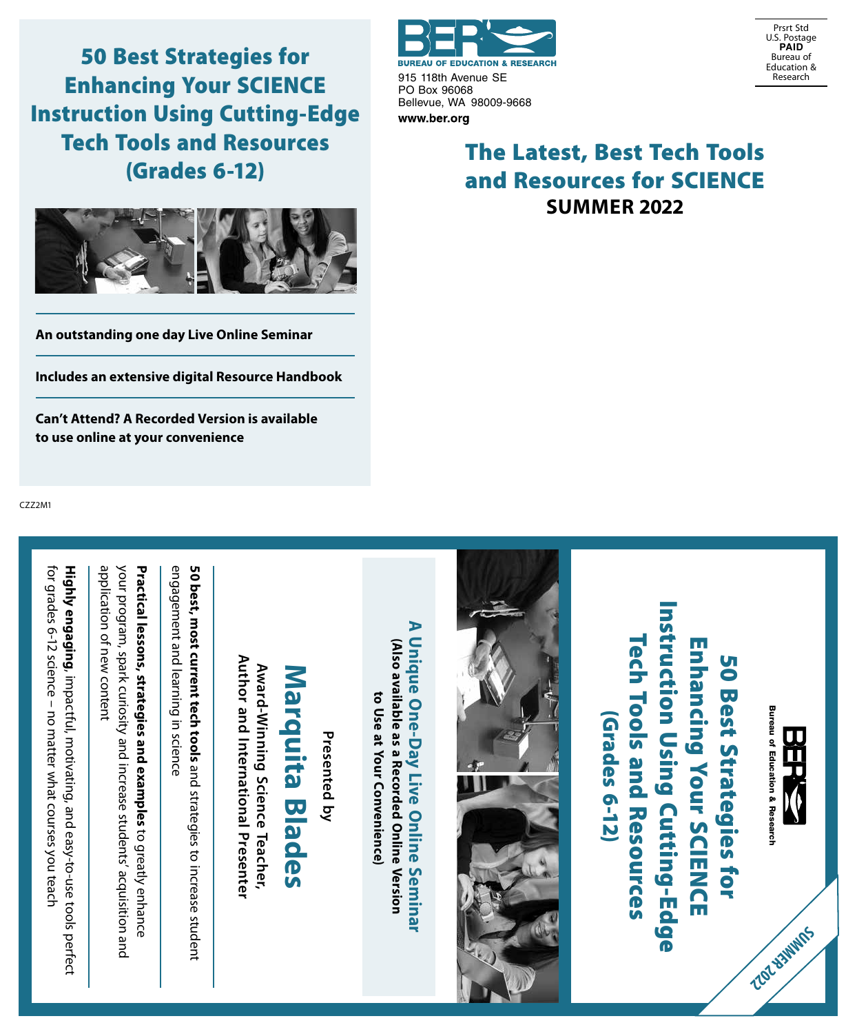# 50 Best Strategies for Enhancing Your SCIENCE Instruction Using Cutting-Edge Tech Tools and Resources (Grades 6-12)

**An outstanding one day Live Online Seminar**

**Includes an extensive digital Resource Handbook**

**Can't Attend? A Recorded Version is available to use online at your convenience**

CZZ2M1

BER BUREAU OF EDUCATION & RESEARCH
915 118th Avenue SE
PO Box 96068
Bellevue, WA 98009-9668
**www.ber.org**

Prsrt Std
U.S. Postage
**PAID**
Bureau of Education & Research

## The Latest, Best Tech Tools and Resources for SCIENCE

**SUMMER 2022**

Bureau of Education & Research

# 50 Best Strategies for Enhancing Your SCIENCE Instruction Using Cutting-Edge Tech Tools and Resources (Grades 6-12)

SUMMER 2022

**A Unique One-Day Live Online Seminar**
**(Also available as a Recorded Online Version to Use at Your Convenience)**

Presented by

## Marquita Blades

**Award-Winning Science Teacher, Author and International Presenter**

**50 best, most current tech tools** and strategies to increase student engagement and learning in science

**Practical lessons, strategies and examples** to greatly enhance your program, spark curiosity and increase students' acquisition and application of new content

**Highly engaging**, impactful, motivating, and easy-to-use tools perfect for grades 6-12 science – no matter what courses you teach